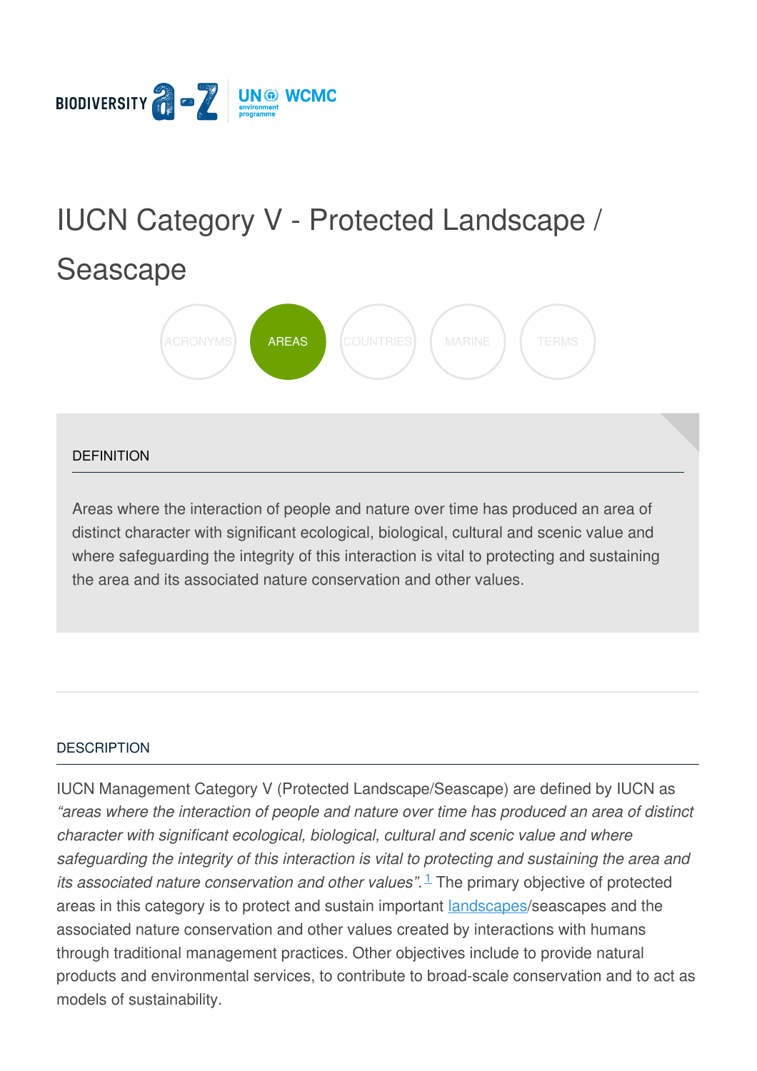# IUCN Category V - Protected Landscape / Seascape

ACRONYMS AREAS COUNTRIES MARINE TERMS

## DEFINITION

Areas where the interaction of people and nature over time has produced an area of distinct character with significant ecological, biological, cultural and scenic value and where safeguarding the integrity of this interaction is vital to protecting and sustaining the area and its associated nature conservation and other values.

## DESCRIPTION

IUCN Management Category V (Protected Landscape/Seascape) are defined by IUCN as *"areas where the interaction of people and nature over time has produced an area of distinct character with significant ecological, biological, cultural and scenic value and where safeguarding the integrity of this interaction is vital to protecting and sustaining the area and its associated nature conservation and other values"*.[1] The primary objective of protected areas in this category is to protect and sustain important landscapes/seascapes and the associated nature conservation and other values created by interactions with humans through traditional management practices. Other objectives include to provide natural products and environmental services, to contribute to broad-scale conservation and to act as models of sustainability.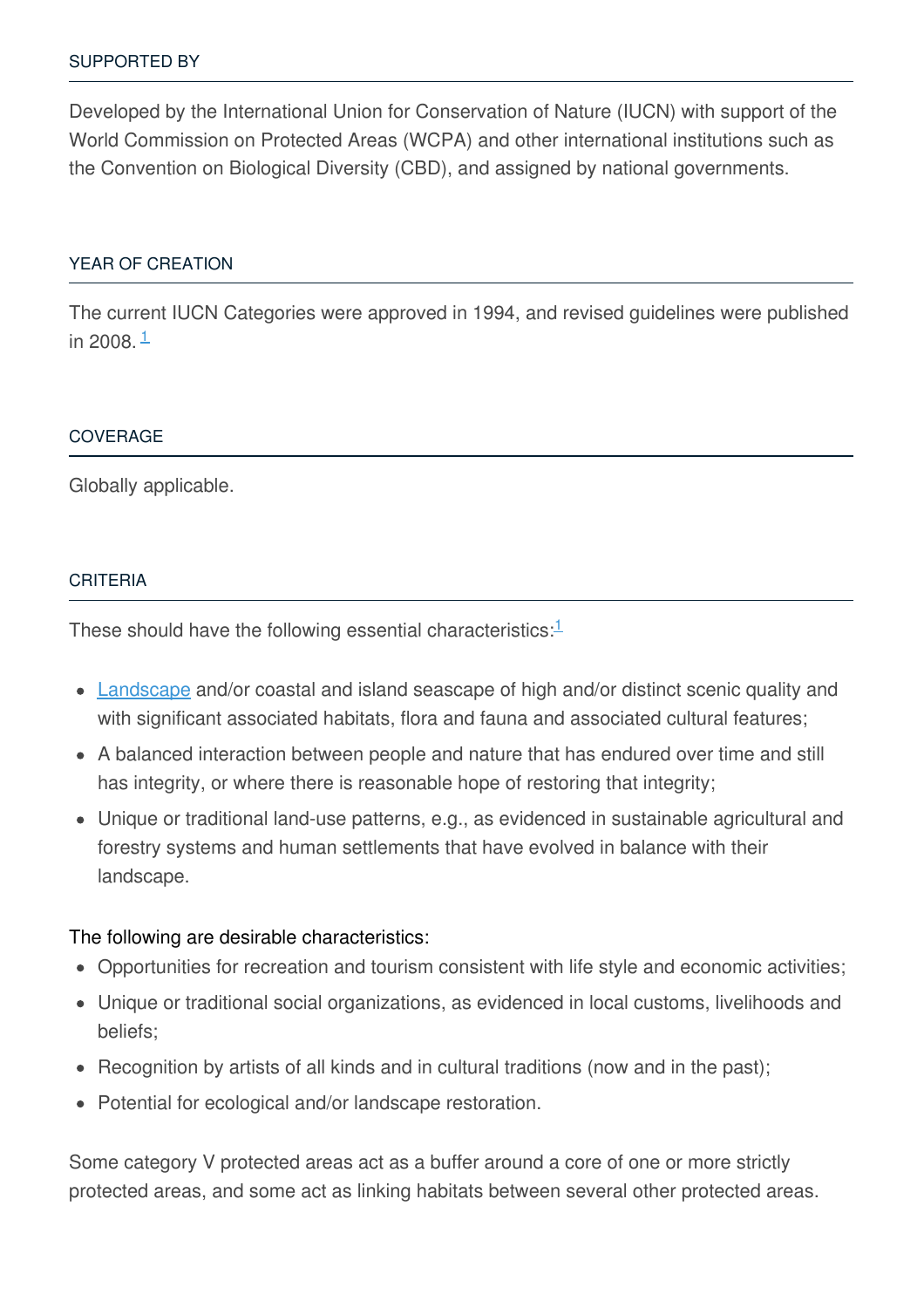## SUPPORTED BY

Developed by the International Union for Conservation of Nature (IUCN) with support of the World Commission on Protected Areas (WCPA) and other international institutions such as the Convention on Biological Diversity (CBD), and assigned by national governments.

## YEAR OF CREATION

The current IUCN Categories were approved in 1994, and revised guidelines were published in 2008. [1]

## COVERAGE

Globally applicable.

## CRITERIA

These should have the following essential characteristics:[1]

- Landscape and/or coastal and island seascape of high and/or distinct scenic quality and with significant associated habitats, flora and fauna and associated cultural features;
- A balanced interaction between people and nature that has endured over time and still has integrity, or where there is reasonable hope of restoring that integrity;
- Unique or traditional land-use patterns, e.g., as evidenced in sustainable agricultural and forestry systems and human settlements that have evolved in balance with their landscape.

The following are desirable characteristics:

- Opportunities for recreation and tourism consistent with life style and economic activities;
- Unique or traditional social organizations, as evidenced in local customs, livelihoods and beliefs;
- Recognition by artists of all kinds and in cultural traditions (now and in the past);
- Potential for ecological and/or landscape restoration.

Some category V protected areas act as a buffer around a core of one or more strictly protected areas, and some act as linking habitats between several other protected areas.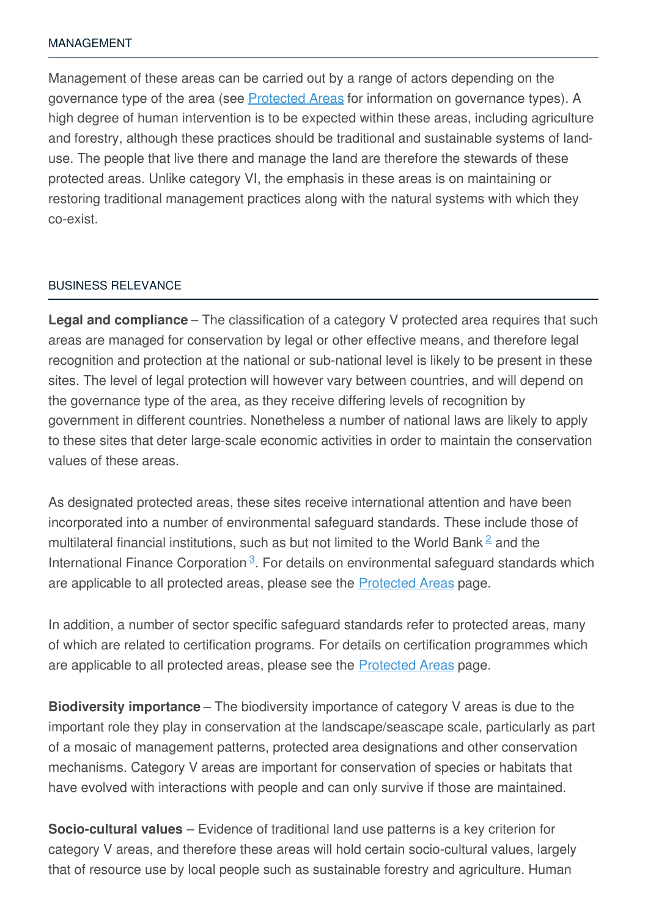## MANAGEMENT

Management of these areas can be carried out by a range of actors depending on the governance type of the area (see Protected Areas for information on governance types). A high degree of human intervention is to be expected within these areas, including agriculture and forestry, although these practices should be traditional and sustainable systems of land-use. The people that live there and manage the land are therefore the stewards of these protected areas. Unlike category VI, the emphasis in these areas is on maintaining or restoring traditional management practices along with the natural systems with which they co-exist.

## BUSINESS RELEVANCE

**Legal and compliance** – The classification of a category V protected area requires that such areas are managed for conservation by legal or other effective means, and therefore legal recognition and protection at the national or sub-national level is likely to be present in these sites. The level of legal protection will however vary between countries, and will depend on the governance type of the area, as they receive differing levels of recognition by government in different countries. Nonetheless a number of national laws are likely to apply to these sites that deter large-scale economic activities in order to maintain the conservation values of these areas.

As designated protected areas, these sites receive international attention and have been incorporated into a number of environmental safeguard standards. These include those of multilateral financial institutions, such as but not limited to the World Bank [2] and the International Finance Corporation [3]. For details on environmental safeguard standards which are applicable to all protected areas, please see the Protected Areas page.

In addition, a number of sector specific safeguard standards refer to protected areas, many of which are related to certification programs. For details on certification programmes which are applicable to all protected areas, please see the Protected Areas page.

**Biodiversity importance** – The biodiversity importance of category V areas is due to the important role they play in conservation at the landscape/seascape scale, particularly as part of a mosaic of management patterns, protected area designations and other conservation mechanisms. Category V areas are important for conservation of species or habitats that have evolved with interactions with people and can only survive if those are maintained.

**Socio-cultural values** – Evidence of traditional land use patterns is a key criterion for category V areas, and therefore these areas will hold certain socio-cultural values, largely that of resource use by local people such as sustainable forestry and agriculture. Human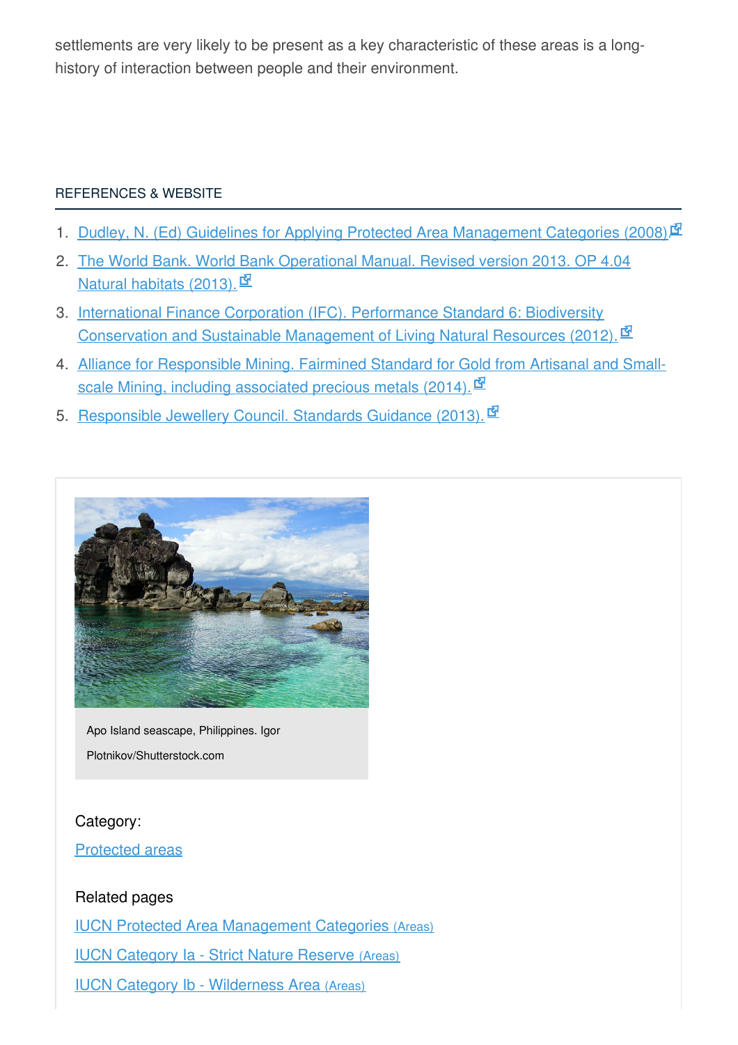settlements are very likely to be present as a key characteristic of these areas is a long-history of interaction between people and their environment.

## REFERENCES & WEBSITE

1. Dudley, N. (Ed) Guidelines for Applying Protected Area Management Categories (2008)
2. The World Bank. World Bank Operational Manual. Revised version 2013. OP 4.04 Natural habitats (2013).
3. International Finance Corporation (IFC). Performance Standard 6: Biodiversity Conservation and Sustainable Management of Living Natural Resources (2012).
4. Alliance for Responsible Mining. Fairmined Standard for Gold from Artisanal and Small-scale Mining, including associated precious metals (2014).
5. Responsible Jewellery Council. Standards Guidance (2013).

Apo Island seascape, Philippines. Igor Plotnikov/Shutterstock.com

Category:

Protected areas

Related pages

IUCN Protected Area Management Categories (Areas)

IUCN Category Ia - Strict Nature Reserve (Areas)

IUCN Category Ib - Wilderness Area (Areas)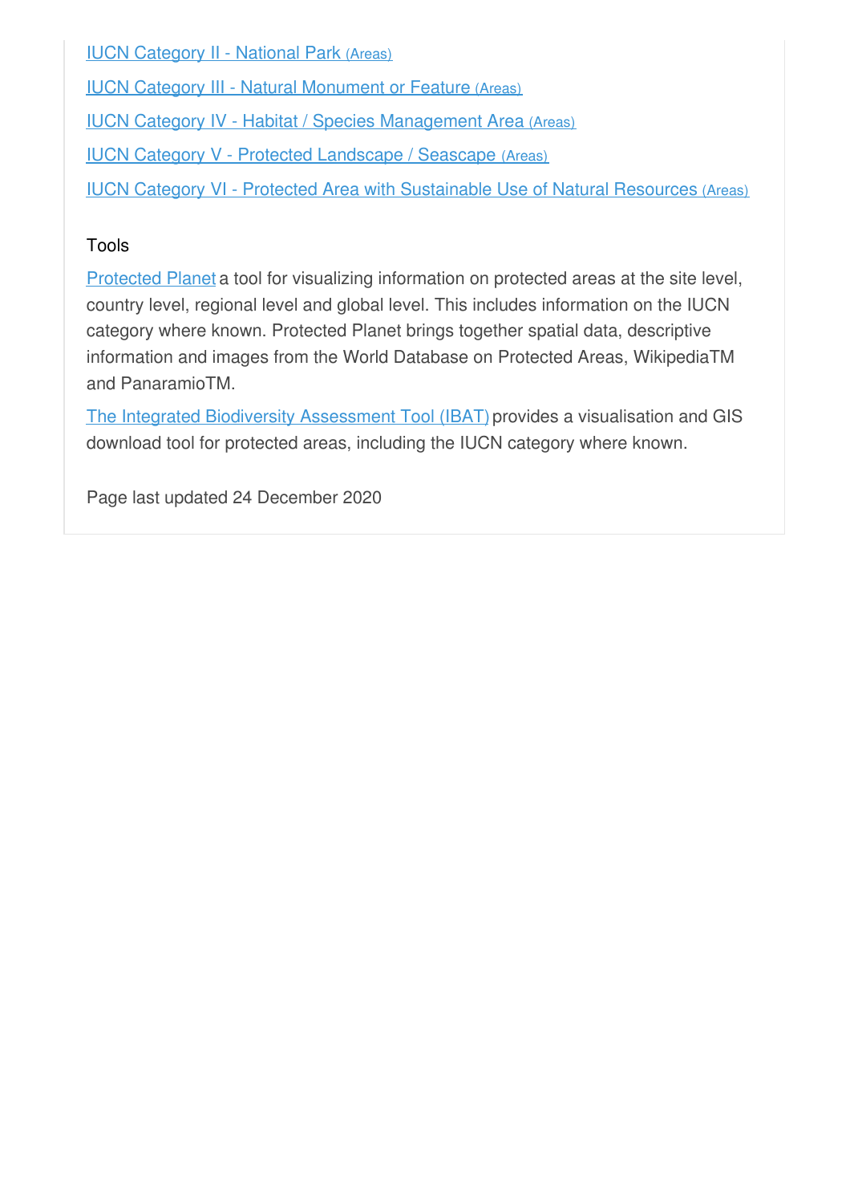IUCN Category II - National Park (Areas)

IUCN Category III - Natural Monument or Feature (Areas)

IUCN Category IV - Habitat / Species Management Area (Areas)

IUCN Category V - Protected Landscape / Seascape (Areas)

IUCN Category VI - Protected Area with Sustainable Use of Natural Resources (Areas)

Tools

Protected Planet a tool for visualizing information on protected areas at the site level, country level, regional level and global level. This includes information on the IUCN category where known. Protected Planet brings together spatial data, descriptive information and images from the World Database on Protected Areas, WikipediaTM and PanaramioTM.

The Integrated Biodiversity Assessment Tool (IBAT) provides a visualisation and GIS download tool for protected areas, including the IUCN category where known.

Page last updated 24 December 2020